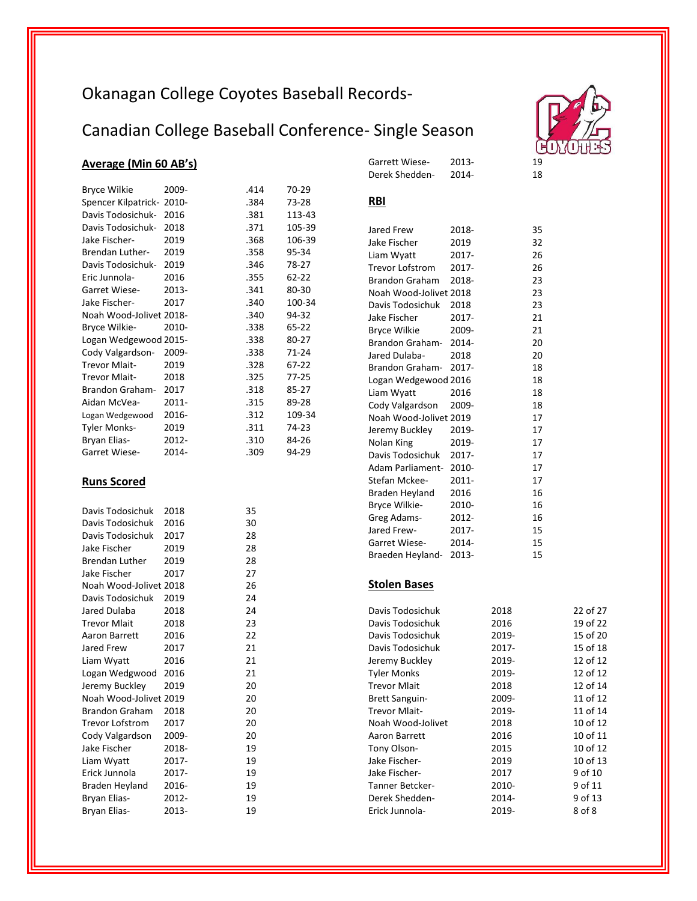# Okanagan College Coyotes Baseball Records-

## Canadian College Baseball Conference- Single Season

### Average (Min 60 AB's)

| Player | Year | Avg | H-AB |
|---|---|---|---|
| Bryce Wilkie | 2009- | .414 | 70-29 |
| Spencer Kilpatrick- | 2010- | .384 | 73-28 |
| Davis Todosichuk- | 2016 | .381 | 113-43 |
| Davis Todosichuk- | 2018 | .371 | 105-39 |
| Jake Fischer- | 2019 | .368 | 106-39 |
| Brendan Luther- | 2019 | .358 | 95-34 |
| Davis Todosichuk- | 2019 | .346 | 78-27 |
| Eric Junnola- | 2016 | .355 | 62-22 |
| Garret Wiese- | 2013- | .341 | 80-30 |
| Jake Fischer- | 2017 | .340 | 100-34 |
| Noah Wood-Jolivet | 2018- | .340 | 94-32 |
| Bryce Wilkie- | 2010- | .338 | 65-22 |
| Logan Wedgewood | 2015- | .338 | 80-27 |
| Cody Valgardson- | 2009- | .338 | 71-24 |
| Trevor Mlait- | 2019 | .328 | 67-22 |
| Trevor Mlait- | 2018 | .325 | 77-25 |
| Brandon Graham- | 2017 | .318 | 85-27 |
| Aidan McVea- | 2011- | .315 | 89-28 |
| Logan Wedgewood | 2016- | .312 | 109-34 |
| Tyler Monks- | 2019 | .311 | 74-23 |
| Bryan Elias- | 2012- | .310 | 84-26 |
| Garret Wiese- | 2014- | .309 | 94-29 |

### Runs Scored

| Player | Year | Runs |
|---|---|---|
| Davis Todosichuk | 2018 | 35 |
| Davis Todosichuk | 2016 | 30 |
| Davis Todosichuk | 2017 | 28 |
| Jake Fischer | 2019 | 28 |
| Brendan Luther | 2019 | 28 |
| Jake Fischer | 2017 | 27 |
| Noah Wood-Jolivet | 2018 | 26 |
| Davis Todosichuk | 2019 | 24 |
| Jared Dulaba | 2018 | 24 |
| Trevor Mlait | 2018 | 23 |
| Aaron Barrett | 2016 | 22 |
| Jared Frew | 2017 | 21 |
| Liam Wyatt | 2016 | 21 |
| Logan Wedgwood | 2016 | 21 |
| Jeremy Buckley | 2019 | 20 |
| Noah Wood-Jolivet | 2019 | 20 |
| Brandon Graham | 2018 | 20 |
| Trevor Lofstrom | 2017 | 20 |
| Cody Valgardson | 2009- | 20 |
| Jake Fischer | 2018- | 19 |
| Liam Wyatt | 2017- | 19 |
| Erick Junnola | 2017- | 19 |
| Braden Heyland | 2016- | 19 |
| Bryan Elias- | 2012- | 19 |
| Bryan Elias- | 2013- | 19 |
| Garrett Wiese- | 2013- | 19 |
| Derek Shedden- | 2014- | 18 |

### RBI

| Player | Year | RBI |
|---|---|---|
| Jared Frew | 2018- | 35 |
| Jake Fischer | 2019 | 32 |
| Liam Wyatt | 2017- | 26 |
| Trevor Lofstrom | 2017- | 26 |
| Brandon Graham | 2018- | 23 |
| Noah Wood-Jolivet | 2018 | 23 |
| Davis Todosichuk | 2018 | 23 |
| Jake Fischer | 2017- | 21 |
| Bryce Wilkie | 2009- | 21 |
| Brandon Graham- | 2014- | 20 |
| Jared Dulaba- | 2018 | 20 |
| Brandon Graham- | 2017- | 18 |
| Logan Wedgewood | 2016 | 18 |
| Liam Wyatt | 2016 | 18 |
| Cody Valgardson | 2009- | 18 |
| Noah Wood-Jolivet | 2019 | 17 |
| Jeremy Buckley | 2019- | 17 |
| Nolan King | 2019- | 17 |
| Davis Todosichuk | 2017- | 17 |
| Adam Parliament- | 2010- | 17 |
| Stefan Mckee- | 2011- | 17 |
| Braden Heyland | 2016 | 16 |
| Bryce Wilkie- | 2010- | 16 |
| Greg Adams- | 2012- | 16 |
| Jared Frew- | 2017- | 15 |
| Garret Wiese- | 2014- | 15 |
| Braeden Heyland- | 2013- | 15 |

### Stolen Bases

| Player | Year | SB |
|---|---|---|
| Davis Todosichuk | 2018 | 22 of 27 |
| Davis Todosichuk | 2016 | 19 of 22 |
| Davis Todosichuk | 2019- | 15 of 20 |
| Davis Todosichuk | 2017- | 15 of 18 |
| Jeremy Buckley | 2019- | 12 of 12 |
| Tyler Monks | 2019- | 12 of 12 |
| Trevor Mlait | 2018 | 12 of 14 |
| Brett Sanguin- | 2009- | 11 of 12 |
| Trevor Mlait- | 2019- | 11 of 14 |
| Noah Wood-Jolivet | 2018 | 10 of 12 |
| Aaron Barrett | 2016 | 10 of 11 |
| Tony Olson- | 2015 | 10 of 12 |
| Jake Fischer- | 2019 | 10 of 13 |
| Jake Fischer- | 2017 | 9 of 10 |
| Tanner Betcker- | 2010- | 9 of 11 |
| Derek Shedden- | 2014- | 9 of 13 |
| Erick Junnola- | 2019- | 8 of 8 |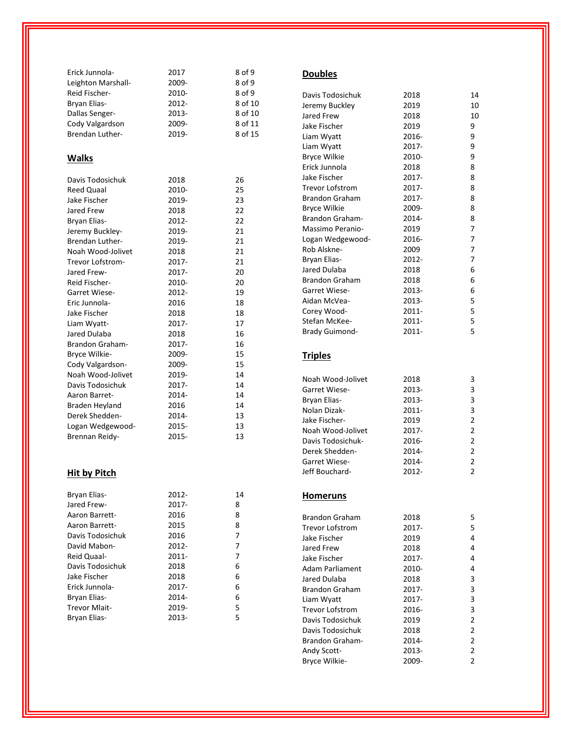| | | |
|---|---|---|
| Erick Junnola- | 2017 | 8 of 9 |
| Leighton Marshall- | 2009- | 8 of 9 |
| Reid Fischer- | 2010- | 8 of 9 |
| Bryan Elias- | 2012- | 8 of 10 |
| Dallas Senger- | 2013- | 8 of 10 |
| Cody Valgardson | 2009- | 8 of 11 |
| Brendan Luther- | 2019- | 8 of 15 |

## Walks

| | | |
|---|---|---|
| Davis Todosichuk | 2018 | 26 |
| Reed Quaal | 2010- | 25 |
| Jake Fischer | 2019- | 23 |
| Jared Frew | 2018 | 22 |
| Bryan Elias- | 2012- | 22 |
| Jeremy Buckley- | 2019- | 21 |
| Brendan Luther- | 2019- | 21 |
| Noah Wood-Jolivet | 2018 | 21 |
| Trevor Lofstrom- | 2017- | 21 |
| Jared Frew- | 2017- | 20 |
| Reid Fischer- | 2010- | 20 |
| Garret Wiese- | 2012- | 19 |
| Eric Junnola- | 2016 | 18 |
| Jake Fischer | 2018 | 18 |
| Liam Wyatt- | 2017- | 17 |
| Jared Dulaba | 2018 | 16 |
| Brandon Graham- | 2017- | 16 |
| Bryce Wilkie- | 2009- | 15 |
| Cody Valgardson- | 2009- | 15 |
| Noah Wood-Jolivet | 2019- | 14 |
| Davis Todosichuk | 2017- | 14 |
| Aaron Barret- | 2014- | 14 |
| Braden Heyland | 2016 | 14 |
| Derek Shedden- | 2014- | 13 |
| Logan Wedgewood- | 2015- | 13 |
| Brennan Reidy- | 2015- | 13 |

## Hit by Pitch

| | | |
|---|---|---|
| Bryan Elias- | 2012- | 14 |
| Jared Frew- | 2017- | 8 |
| Aaron Barrett- | 2016 | 8 |
| Aaron Barrett- | 2015 | 8 |
| Davis Todosichuk | 2016 | 7 |
| David Mabon- | 2012- | 7 |
| Reid Quaal- | 2011- | 7 |
| Davis Todosichuk | 2018 | 6 |
| Jake Fischer | 2018 | 6 |
| Erick Junnola- | 2017- | 6 |
| Bryan Elias- | 2014- | 6 |
| Trevor Mlait- | 2019- | 5 |
| Bryan Elias- | 2013- | 5 |

## Doubles

| | | |
|---|---|---|
| Davis Todosichuk | 2018 | 14 |
| Jeremy Buckley | 2019 | 10 |
| Jared Frew | 2018 | 10 |
| Jake Fischer | 2019 | 9 |
| Liam Wyatt | 2016- | 9 |
| Liam Wyatt | 2017- | 9 |
| Bryce Wilkie | 2010- | 9 |
| Erick Junnola | 2018 | 8 |
| Jake Fischer | 2017- | 8 |
| Trevor Lofstrom | 2017- | 8 |
| Brandon Graham | 2017- | 8 |
| Bryce Wilkie | 2009- | 8 |
| Brandon Graham- | 2014- | 8 |
| Massimo Peranio- | 2019 | 7 |
| Logan Wedgewood- | 2016- | 7 |
| Rob Alskne- | 2009 | 7 |
| Bryan Elias- | 2012- | 7 |
| Jared Dulaba | 2018 | 6 |
| Brandon Graham | 2018 | 6 |
| Garret Wiese- | 2013- | 6 |
| Aidan McVea- | 2013- | 5 |
| Corey Wood- | 2011- | 5 |
| Stefan McKee- | 2011- | 5 |
| Brady Guimond- | 2011- | 5 |

## Triples

| | | |
|---|---|---|
| Noah Wood-Jolivet | 2018 | 3 |
| Garret Wiese- | 2013- | 3 |
| Bryan Elias- | 2013- | 3 |
| Nolan Dizak- | 2011- | 3 |
| Jake Fischer- | 2019 | 2 |
| Noah Wood-Jolivet | 2017- | 2 |
| Davis Todosichuk- | 2016- | 2 |
| Derek Shedden- | 2014- | 2 |
| Garret Wiese- | 2014- | 2 |
| Jeff Bouchard- | 2012- | 2 |

## Homeruns

| | | |
|---|---|---|
| Brandon Graham | 2018 | 5 |
| Trevor Lofstrom | 2017- | 5 |
| Jake Fischer | 2019 | 4 |
| Jared Frew | 2018 | 4 |
| Jake Fischer | 2017- | 4 |
| Adam Parliament | 2010- | 4 |
| Jared Dulaba | 2018 | 3 |
| Brandon Graham | 2017- | 3 |
| Liam Wyatt | 2017- | 3 |
| Trevor Lofstrom | 2016- | 3 |
| Davis Todosichuk | 2019 | 2 |
| Davis Todosichuk | 2018 | 2 |
| Brandon Graham- | 2014- | 2 |
| Andy Scott- | 2013- | 2 |
| Bryce Wilkie- | 2009- | 2 |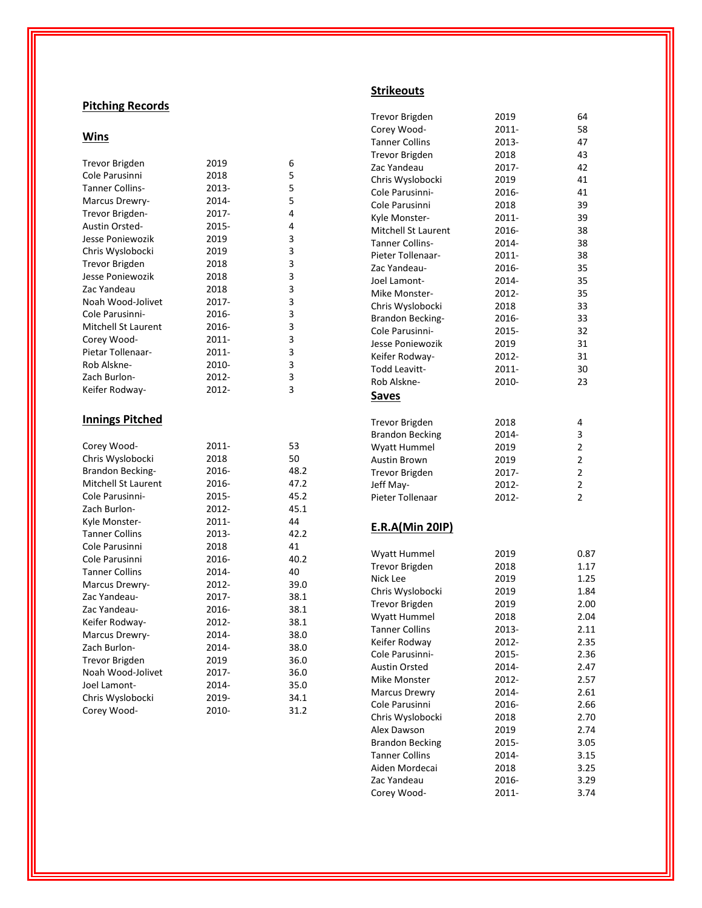## Pitching Records

### Wins

| Name | Year | Wins |
|---|---|---|
| Trevor Brigden | 2019 | 6 |
| Cole Parusinni | 2018 | 5 |
| Tanner Collins- | 2013- | 5 |
| Marcus Drewry- | 2014- | 5 |
| Trevor Brigden- | 2017- | 4 |
| Austin Orsted- | 2015- | 4 |
| Jesse Poniewozik | 2019 | 3 |
| Chris Wyslobocki | 2019 | 3 |
| Trevor Brigden | 2018 | 3 |
| Jesse Poniewozik | 2018 | 3 |
| Zac Yandeau | 2018 | 3 |
| Noah Wood-Jolivet | 2017- | 3 |
| Cole Parusinni- | 2016- | 3 |
| Mitchell St Laurent | 2016- | 3 |
| Corey Wood- | 2011- | 3 |
| Pietar Tollenaar- | 2011- | 3 |
| Rob Alskne- | 2010- | 3 |
| Zach Burlon- | 2012- | 3 |
| Keifer Rodway- | 2012- | 3 |

### Innings Pitched

| Name | Year | IP |
|---|---|---|
| Corey Wood- | 2011- | 53 |
| Chris Wyslobocki | 2018 | 50 |
| Brandon Becking- | 2016- | 48.2 |
| Mitchell St Laurent | 2016- | 47.2 |
| Cole Parusinni- | 2015- | 45.2 |
| Zach Burlon- | 2012- | 45.1 |
| Kyle Monster- | 2011- | 44 |
| Tanner Collins | 2013- | 42.2 |
| Cole Parusinni | 2018 | 41 |
| Cole Parusinni | 2016- | 40.2 |
| Tanner Collins | 2014- | 40 |
| Marcus Drewry- | 2012- | 39.0 |
| Zac Yandeau- | 2017- | 38.1 |
| Zac Yandeau- | 2016- | 38.1 |
| Keifer Rodway- | 2012- | 38.1 |
| Marcus Drewry- | 2014- | 38.0 |
| Zach Burlon- | 2014- | 38.0 |
| Trevor Brigden | 2019 | 36.0 |
| Noah Wood-Jolivet | 2017- | 36.0 |
| Joel Lamont- | 2014- | 35.0 |
| Chris Wyslobocki | 2019- | 34.1 |
| Corey Wood- | 2010- | 31.2 |

### Strikeouts

| Name | Year | K |
|---|---|---|
| Trevor Brigden | 2019 | 64 |
| Corey Wood- | 2011- | 58 |
| Tanner Collins | 2013- | 47 |
| Trevor Brigden | 2018 | 43 |
| Zac Yandeau | 2017- | 42 |
| Chris Wyslobocki | 2019 | 41 |
| Cole Parusinni- | 2016- | 41 |
| Cole Parusinni | 2018 | 39 |
| Kyle Monster- | 2011- | 39 |
| Mitchell St Laurent | 2016- | 38 |
| Tanner Collins- | 2014- | 38 |
| Pieter Tollenaar- | 2011- | 38 |
| Zac Yandeau- | 2016- | 35 |
| Joel Lamont- | 2014- | 35 |
| Mike Monster- | 2012- | 35 |
| Chris Wyslobocki | 2018 | 33 |
| Brandon Becking- | 2016- | 33 |
| Cole Parusinni- | 2015- | 32 |
| Jesse Poniewozik | 2019 | 31 |
| Keifer Rodway- | 2012- | 31 |
| Todd Leavitt- | 2011- | 30 |
| Rob Alskne- | 2010- | 23 |

### Saves

| Name | Year | Saves |
|---|---|---|
| Trevor Brigden | 2018 | 4 |
| Brandon Becking | 2014- | 3 |
| Wyatt Hummel | 2019 | 2 |
| Austin Brown | 2019 | 2 |
| Trevor Brigden | 2017- | 2 |
| Jeff May- | 2012- | 2 |
| Pieter Tollenaar | 2012- | 2 |

### E.R.A(Min 20IP)

| Name | Year | ERA |
|---|---|---|
| Wyatt Hummel | 2019 | 0.87 |
| Trevor Brigden | 2018 | 1.17 |
| Nick Lee | 2019 | 1.25 |
| Chris Wyslobocki | 2019 | 1.84 |
| Trevor Brigden | 2019 | 2.00 |
| Wyatt Hummel | 2018 | 2.04 |
| Tanner Collins | 2013- | 2.11 |
| Keifer Rodway | 2012- | 2.35 |
| Cole Parusinni- | 2015- | 2.36 |
| Austin Orsted | 2014- | 2.47 |
| Mike Monster | 2012- | 2.57 |
| Marcus Drewry | 2014- | 2.61 |
| Cole Parusinni | 2016- | 2.66 |
| Chris Wyslobocki | 2018 | 2.70 |
| Alex Dawson | 2019 | 2.74 |
| Brandon Becking | 2015- | 3.05 |
| Tanner Collins | 2014- | 3.15 |
| Aiden Mordecai | 2018 | 3.25 |
| Zac Yandeau | 2016- | 3.29 |
| Corey Wood- | 2011- | 3.74 |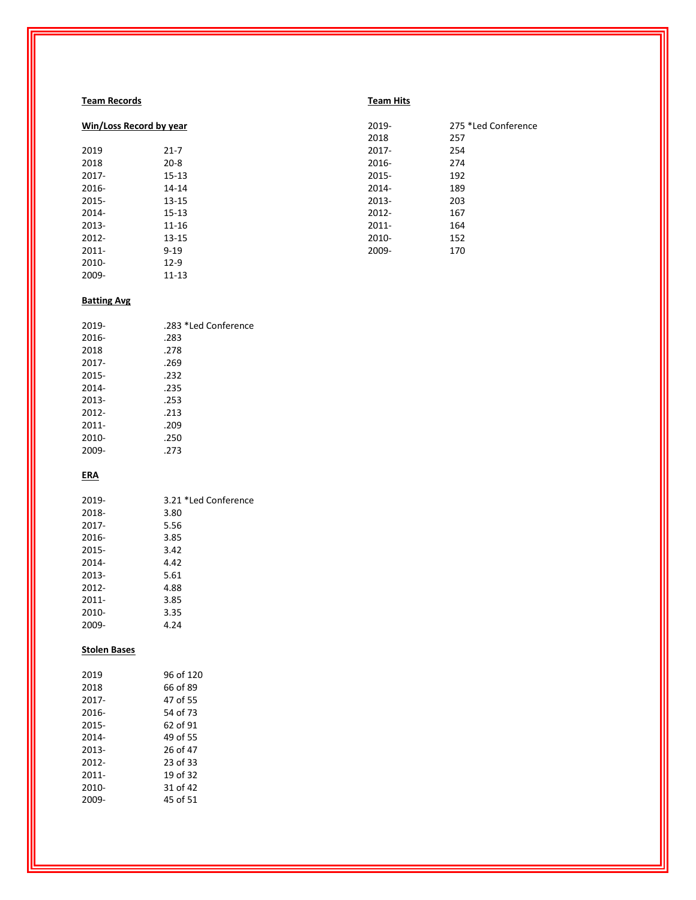**Team Records**

**Win/Loss Record by year**

| | |
|---|---|
| 2019 | 21-7 |
| 2018 | 20-8 |
| 2017- | 15-13 |
| 2016- | 14-14 |
| 2015- | 13-15 |
| 2014- | 15-13 |
| 2013- | 11-16 |
| 2012- | 13-15 |
| 2011- | 9-19 |
| 2010- | 12-9 |
| 2009- | 11-13 |

**Batting Avg**

| | |
|---|---|
| 2019- | .283 *Led Conference |
| 2016- | .283 |
| 2018 | .278 |
| 2017- | .269 |
| 2015- | .232 |
| 2014- | .235 |
| 2013- | .253 |
| 2012- | .213 |
| 2011- | .209 |
| 2010- | .250 |
| 2009- | .273 |

**ERA**

| | |
|---|---|
| 2019- | 3.21 *Led Conference |
| 2018- | 3.80 |
| 2017- | 5.56 |
| 2016- | 3.85 |
| 2015- | 3.42 |
| 2014- | 4.42 |
| 2013- | 5.61 |
| 2012- | 4.88 |
| 2011- | 3.85 |
| 2010- | 3.35 |
| 2009- | 4.24 |

**Stolen Bases**

| | |
|---|---|
| 2019 | 96 of 120 |
| 2018 | 66 of 89 |
| 2017- | 47 of 55 |
| 2016- | 54 of 73 |
| 2015- | 62 of 91 |
| 2014- | 49 of 55 |
| 2013- | 26 of 47 |
| 2012- | 23 of 33 |
| 2011- | 19 of 32 |
| 2010- | 31 of 42 |
| 2009- | 45 of 51 |

**Team Hits**

| | |
|---|---|
| 2019- | 275 *Led Conference |
| 2018 | 257 |
| 2017- | 254 |
| 2016- | 274 |
| 2015- | 192 |
| 2014- | 189 |
| 2013- | 203 |
| 2012- | 167 |
| 2011- | 164 |
| 2010- | 152 |
| 2009- | 170 |